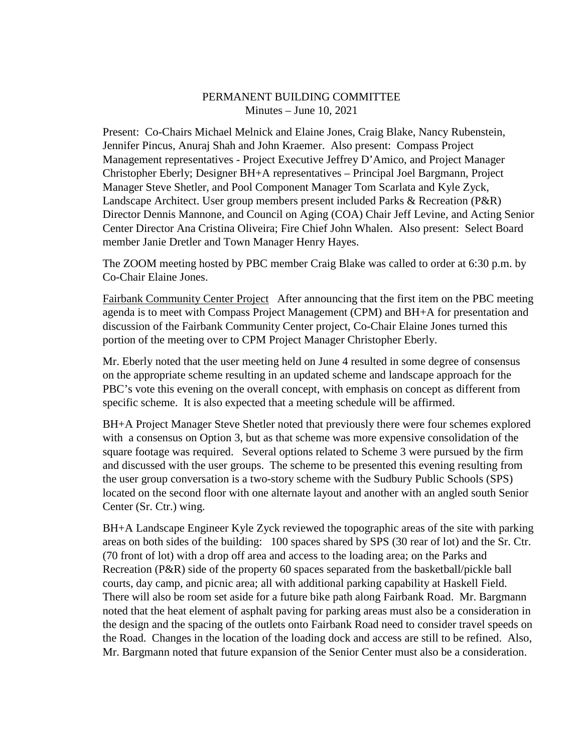# PERMANENT BUILDING COMMITTEE

Minutes – June 10, 2021

Present: Co-Chairs Michael Melnick and Elaine Jones, Craig Blake, Nancy Rubenstein, Jennifer Pincus, Anuraj Shah and John Kraemer. Also present: Compass Project Management representatives - Project Executive Jeffrey D'Amico, and Project Manager Christopher Eberly; Designer BH+A representatives – Principal Joel Bargmann, Project Manager Steve Shetler, and Pool Component Manager Tom Scarlata and Kyle Zyck, Landscape Architect. User group members present included Parks & Recreation (P&R) Director Dennis Mannone, and Council on Aging (COA) Chair Jeff Levine, and Acting Senior Center Director Ana Cristina Oliveira; Fire Chief John Whalen. Also present: Select Board member Janie Dretler and Town Manager Henry Hayes.

The ZOOM meeting hosted by PBC member Craig Blake was called to order at 6:30 p.m. by Co-Chair Elaine Jones.

Fairbank Community Center Project After announcing that the first item on the PBC meeting agenda is to meet with Compass Project Management (CPM) and BH+A for presentation and discussion of the Fairbank Community Center project, Co-Chair Elaine Jones turned this portion of the meeting over to CPM Project Manager Christopher Eberly.

Mr. Eberly noted that the user meeting held on June 4 resulted in some degree of consensus on the appropriate scheme resulting in an updated scheme and landscape approach for the PBC's vote this evening on the overall concept, with emphasis on concept as different from specific scheme. It is also expected that a meeting schedule will be affirmed.

BH+A Project Manager Steve Shetler noted that previously there were four schemes explored with a consensus on Option 3, but as that scheme was more expensive consolidation of the square footage was required. Several options related to Scheme 3 were pursued by the firm and discussed with the user groups. The scheme to be presented this evening resulting from the user group conversation is a two-story scheme with the Sudbury Public Schools (SPS) located on the second floor with one alternate layout and another with an angled south Senior Center (Sr. Ctr.) wing.

BH+A Landscape Engineer Kyle Zyck reviewed the topographic areas of the site with parking areas on both sides of the building: 100 spaces shared by SPS (30 rear of lot) and the Sr. Ctr. (70 front of lot) with a drop off area and access to the loading area; on the Parks and Recreation (P&R) side of the property 60 spaces separated from the basketball/pickle ball courts, day camp, and picnic area; all with additional parking capability at Haskell Field. There will also be room set aside for a future bike path along Fairbank Road. Mr. Bargmann noted that the heat element of asphalt paving for parking areas must also be a consideration in the design and the spacing of the outlets onto Fairbank Road need to consider travel speeds on the Road. Changes in the location of the loading dock and access are still to be refined. Also, Mr. Bargmann noted that future expansion of the Senior Center must also be a consideration.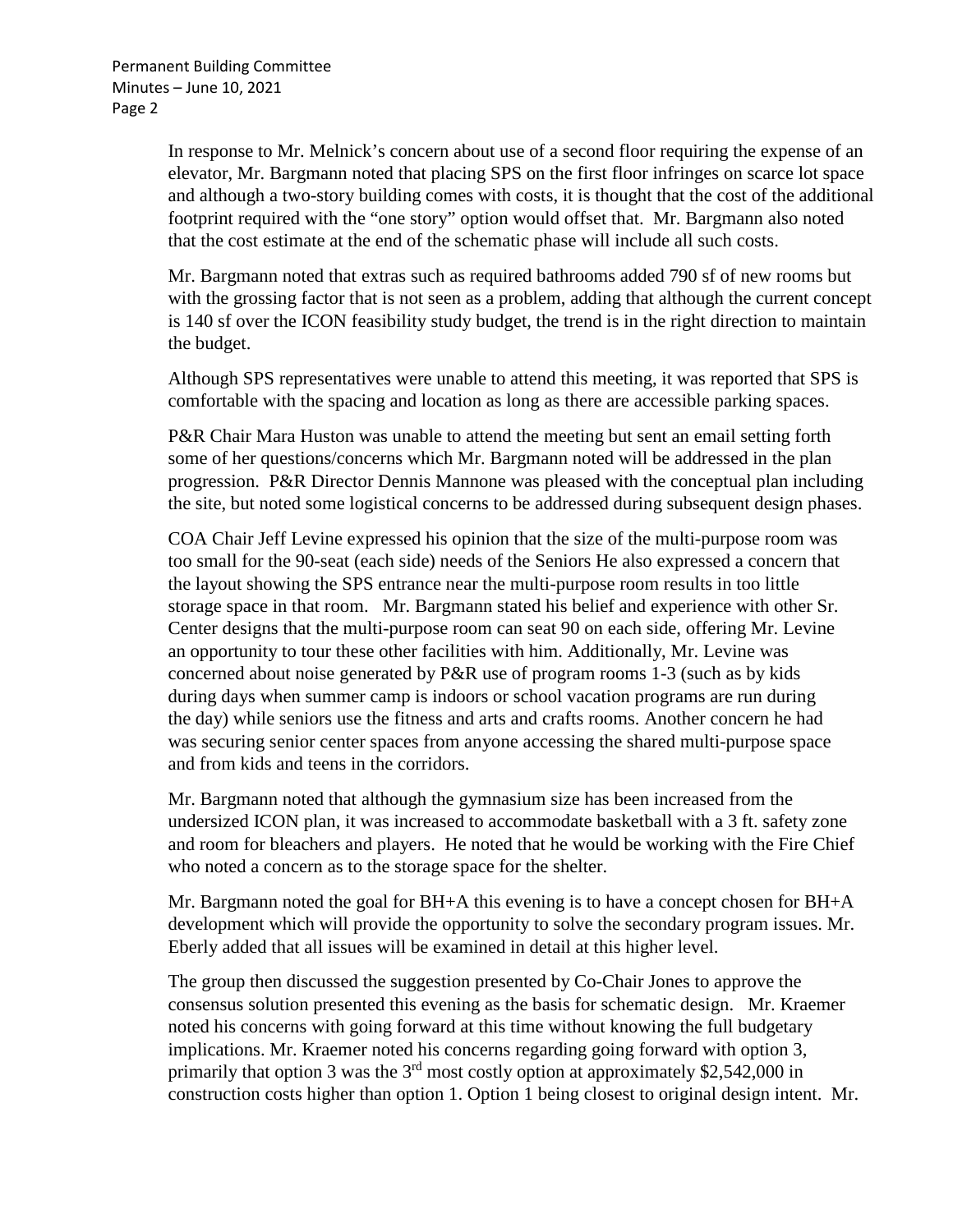In response to Mr. Melnick's concern about use of a second floor requiring the expense of an elevator, Mr. Bargmann noted that placing SPS on the first floor infringes on scarce lot space and although a two-story building comes with costs, it is thought that the cost of the additional footprint required with the "one story" option would offset that. Mr. Bargmann also noted that the cost estimate at the end of the schematic phase will include all such costs.

Mr. Bargmann noted that extras such as required bathrooms added 790 sf of new rooms but with the grossing factor that is not seen as a problem, adding that although the current concept is 140 sf over the ICON feasibility study budget, the trend is in the right direction to maintain the budget.

Although SPS representatives were unable to attend this meeting, it was reported that SPS is comfortable with the spacing and location as long as there are accessible parking spaces.

P&R Chair Mara Huston was unable to attend the meeting but sent an email setting forth some of her questions/concerns which Mr. Bargmann noted will be addressed in the plan progression. P&R Director Dennis Mannone was pleased with the conceptual plan including the site, but noted some logistical concerns to be addressed during subsequent design phases.

COA Chair Jeff Levine expressed his opinion that the size of the multi-purpose room was too small for the 90-seat (each side) needs of the Seniors He also expressed a concern that the layout showing the SPS entrance near the multi-purpose room results in too little storage space in that room. Mr. Bargmann stated his belief and experience with other Sr. Center designs that the multi-purpose room can seat 90 on each side, offering Mr. Levine an opportunity to tour these other facilities with him. Additionally, Mr. Levine was concerned about noise generated by P&R use of program rooms 1-3 (such as by kids during days when summer camp is indoors or school vacation programs are run during the day) while seniors use the fitness and arts and crafts rooms. Another concern he had was securing senior center spaces from anyone accessing the shared multi-purpose space and from kids and teens in the corridors.

Mr. Bargmann noted that although the gymnasium size has been increased from the undersized ICON plan, it was increased to accommodate basketball with a 3 ft. safety zone and room for bleachers and players. He noted that he would be working with the Fire Chief who noted a concern as to the storage space for the shelter.

Mr. Bargmann noted the goal for BH+A this evening is to have a concept chosen for BH+A development which will provide the opportunity to solve the secondary program issues. Mr. Eberly added that all issues will be examined in detail at this higher level.

The group then discussed the suggestion presented by Co-Chair Jones to approve the consensus solution presented this evening as the basis for schematic design. Mr. Kraemer noted his concerns with going forward at this time without knowing the full budgetary implications. Mr. Kraemer noted his concerns regarding going forward with option 3, primarily that option 3 was the 3rd most costly option at approximately $2,542,000 in construction costs higher than option 1. Option 1 being closest to original design intent. Mr.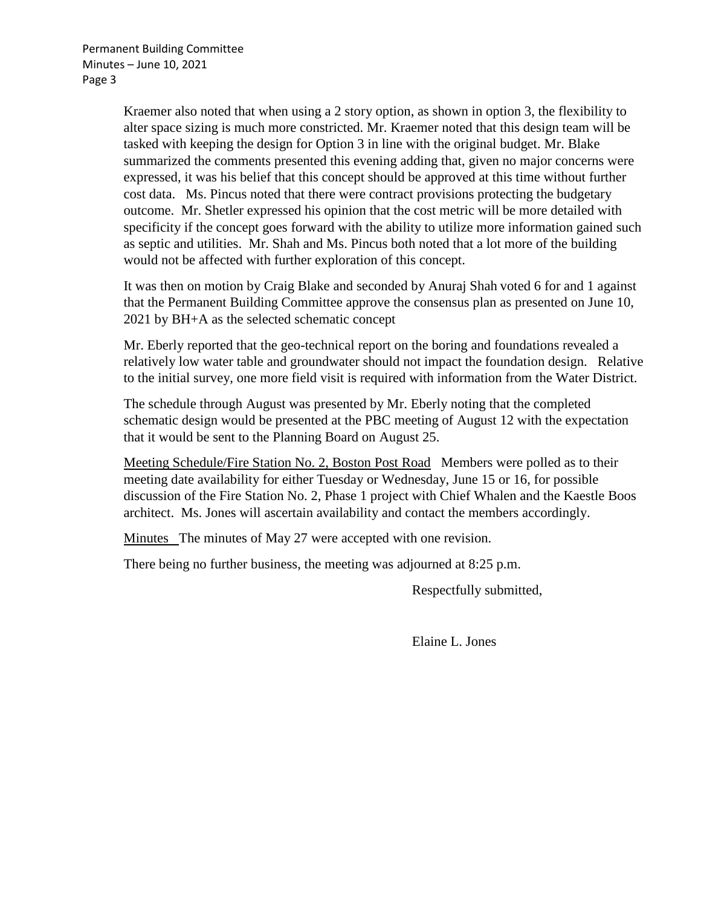Kraemer also noted that when using a 2 story option, as shown in option 3, the flexibility to alter space sizing is much more constricted. Mr. Kraemer noted that this design team will be tasked with keeping the design for Option 3 in line with the original budget. Mr. Blake summarized the comments presented this evening adding that, given no major concerns were expressed, it was his belief that this concept should be approved at this time without further cost data. Ms. Pincus noted that there were contract provisions protecting the budgetary outcome. Mr. Shetler expressed his opinion that the cost metric will be more detailed with specificity if the concept goes forward with the ability to utilize more information gained such as septic and utilities. Mr. Shah and Ms. Pincus both noted that a lot more of the building would not be affected with further exploration of this concept.

It was then on motion by Craig Blake and seconded by Anuraj Shah voted 6 for and 1 against that the Permanent Building Committee approve the consensus plan as presented on June 10, 2021 by BH+A as the selected schematic concept

Mr. Eberly reported that the geo-technical report on the boring and foundations revealed a relatively low water table and groundwater should not impact the foundation design. Relative to the initial survey, one more field visit is required with information from the Water District.

The schedule through August was presented by Mr. Eberly noting that the completed schematic design would be presented at the PBC meeting of August 12 with the expectation that it would be sent to the Planning Board on August 25.

Meeting Schedule/Fire Station No. 2, Boston Post Road Members were polled as to their meeting date availability for either Tuesday or Wednesday, June 15 or 16, for possible discussion of the Fire Station No. 2, Phase 1 project with Chief Whalen and the Kaestle Boos architect. Ms. Jones will ascertain availability and contact the members accordingly.

Minutes The minutes of May 27 were accepted with one revision.

There being no further business, the meeting was adjourned at 8:25 p.m.

Respectfully submitted,

Elaine L. Jones